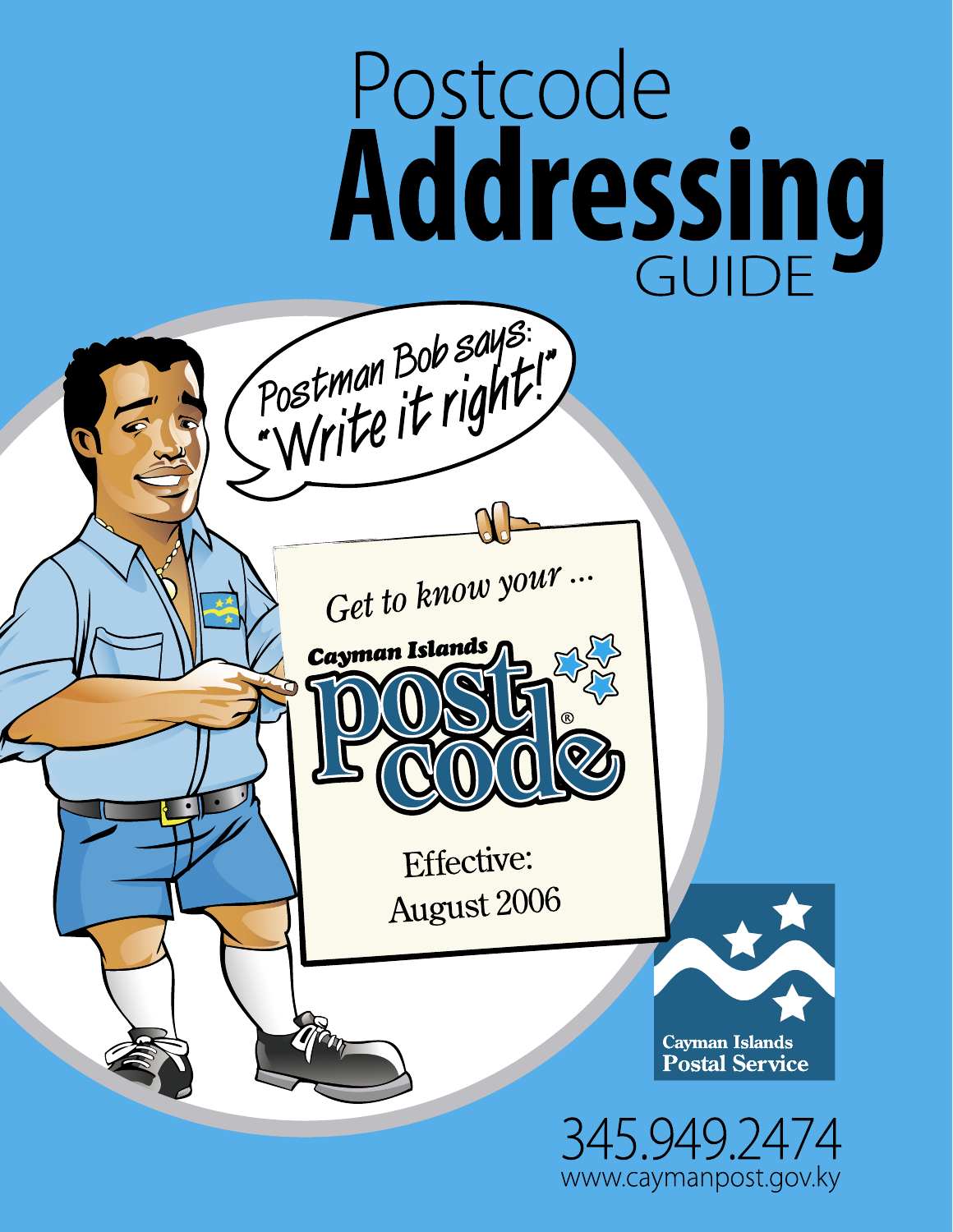# Postcode **Addressing** GUIDE

Postman Bob says: "Write it right!"

Get to know your ...

Cayman Islands post code®

Effective: August 2006

Cayman Islands Postal Service

345.949.2474
www.caymanpost.gov.ky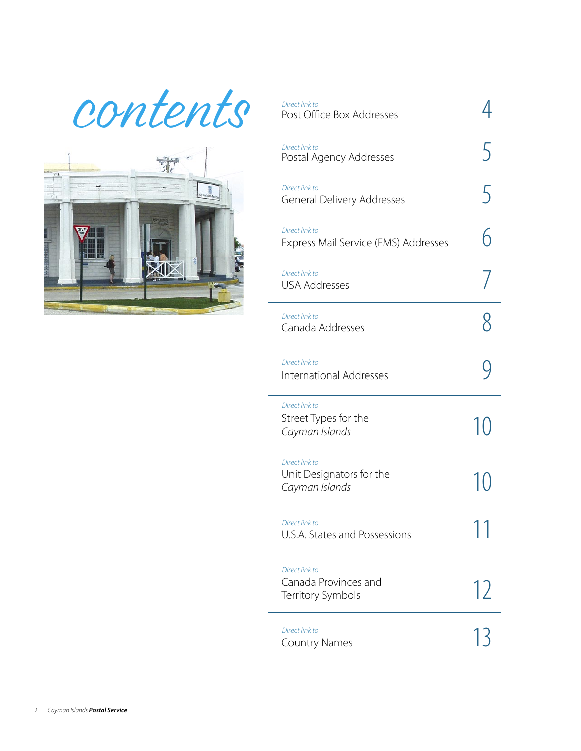# contents

| | |
|---|---|
| *Direct link to* Post Office Box Addresses | 4 |
| *Direct link to* Postal Agency Addresses | 5 |
| *Direct link to* General Delivery Addresses | 5 |
| *Direct link to* Express Mail Service (EMS) Addresses | 6 |
| *Direct link to* USA Addresses | 7 |
| *Direct link to* Canada Addresses | 8 |
| *Direct link to* International Addresses | 9 |
| *Direct link to* Street Types for the *Cayman Islands* | 10 |
| *Direct link to* Unit Designators for the *Cayman Islands* | 10 |
| *Direct link to* U.S.A. States and Possessions | 11 |
| *Direct link to* Canada Provinces and Territory Symbols | 12 |
| *Direct link to* Country Names | 13 |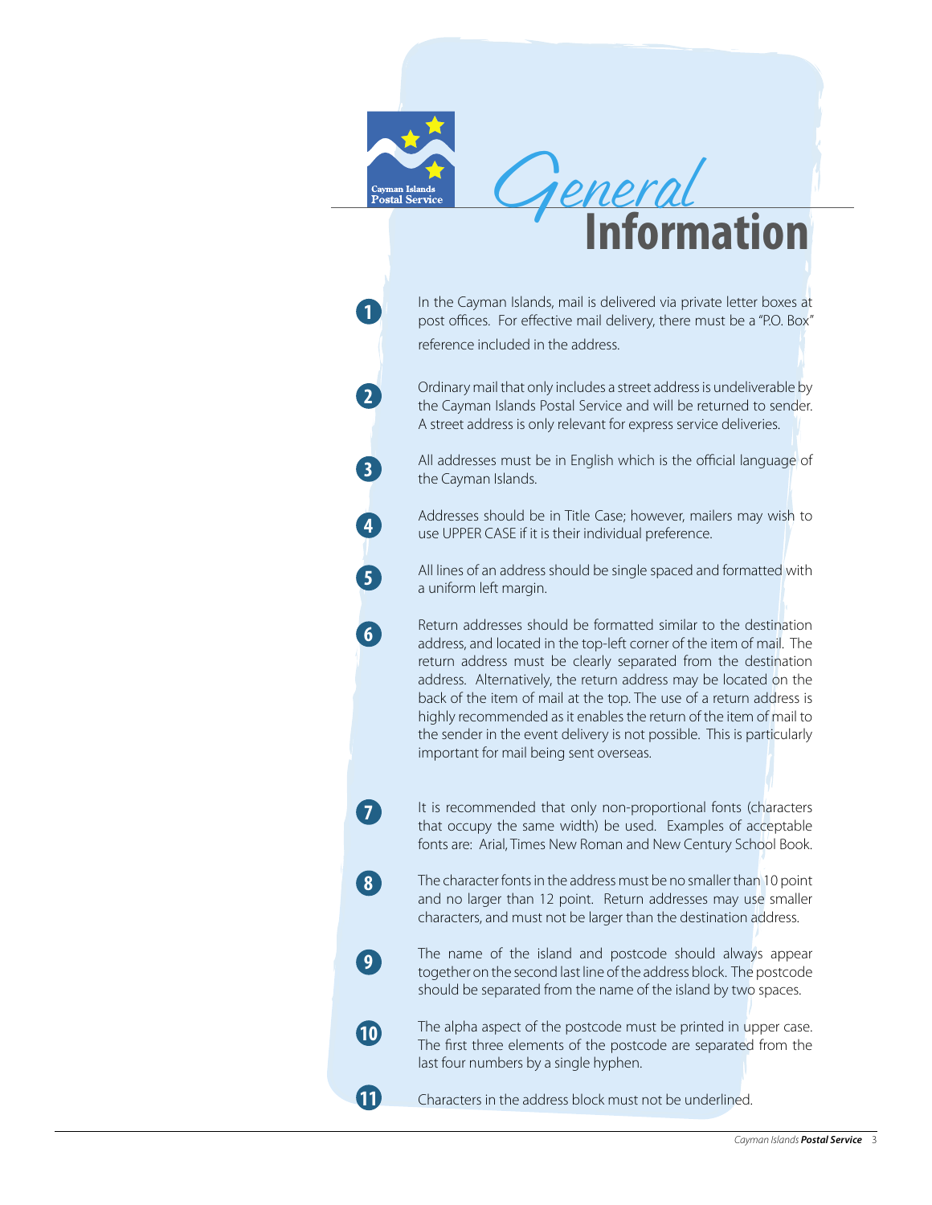# General Information

1. In the Cayman Islands, mail is delivered via private letter boxes at post offices. For effective mail delivery, there must be a "P.O. Box" reference included in the address.

2. Ordinary mail that only includes a street address is undeliverable by the Cayman Islands Postal Service and will be returned to sender. A street address is only relevant for express service deliveries.

3. All addresses must be in English which is the official language of the Cayman Islands.

4. Addresses should be in Title Case; however, mailers may wish to use UPPER CASE if it is their individual preference.

5. All lines of an address should be single spaced and formatted with a uniform left margin.

6. Return addresses should be formatted similar to the destination address, and located in the top-left corner of the item of mail. The return address must be clearly separated from the destination address. Alternatively, the return address may be located on the back of the item of mail at the top. The use of a return address is highly recommended as it enables the return of the item of mail to the sender in the event delivery is not possible. This is particularly important for mail being sent overseas.

7. It is recommended that only non-proportional fonts (characters that occupy the same width) be used. Examples of acceptable fonts are: Arial, Times New Roman and New Century School Book.

8. The character fonts in the address must be no smaller than 10 point and no larger than 12 point. Return addresses may use smaller characters, and must not be larger than the destination address.

9. The name of the island and postcode should always appear together on the second last line of the address block. The postcode should be separated from the name of the island by two spaces.

10. The alpha aspect of the postcode must be printed in upper case. The first three elements of the postcode are separated from the last four numbers by a single hyphen.

11. Characters in the address block must not be underlined.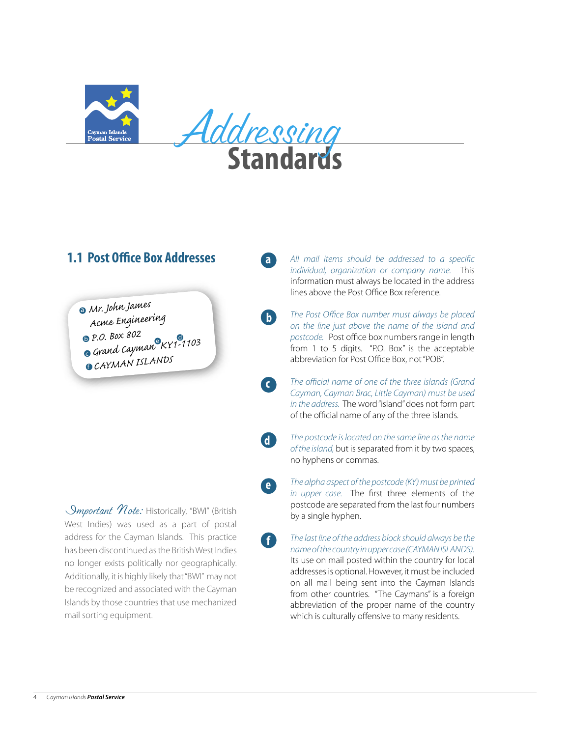# *Addressing* Standards

## 1.1 Post Office Box Addresses

(a) Mr. John James
Acme Engineering
(b) P.O. Box 802
(c) Grand Cayman (e) KY1-1103 (d)
(f) CAYMAN ISLANDS

**a** *All mail items should be addressed to a specific individual, organization or company name.* This information must always be located in the address lines above the Post Office Box reference.

**b** *The Post Office Box number must always be placed on the line just above the name of the island and postcode.* Post office box numbers range in length from 1 to 5 digits. "P.O. Box" is the acceptable abbreviation for Post Office Box, not "POB".

**c** *The official name of one of the three islands (Grand Cayman, Cayman Brac, Little Cayman) must be used in the address.* The word "island" does not form part of the official name of any of the three islands.

**d** *The postcode is located on the same line as the name of the island,* but is separated from it by two spaces, no hyphens or commas.

**e** *The alpha aspect of the postcode (KY) must be printed in upper case.* The first three elements of the postcode are separated from the last four numbers by a single hyphen.

**f** *The last line of the address block should always be the name of the country in upper case (CAYMAN ISLANDS).* Its use on mail posted within the country for local addresses is optional. However, it must be included on all mail being sent into the Cayman Islands from other countries. "The Caymans" is a foreign abbreviation of the proper name of the country which is culturally offensive to many residents.

*Important Note:* Historically, "BWI" (British West Indies) was used as a part of postal address for the Cayman Islands. This practice has been discontinued as the British West Indies no longer exists politically nor geographically. Additionally, it is highly likely that "BWI" may not be recognized and associated with the Cayman Islands by those countries that use mechanized mail sorting equipment.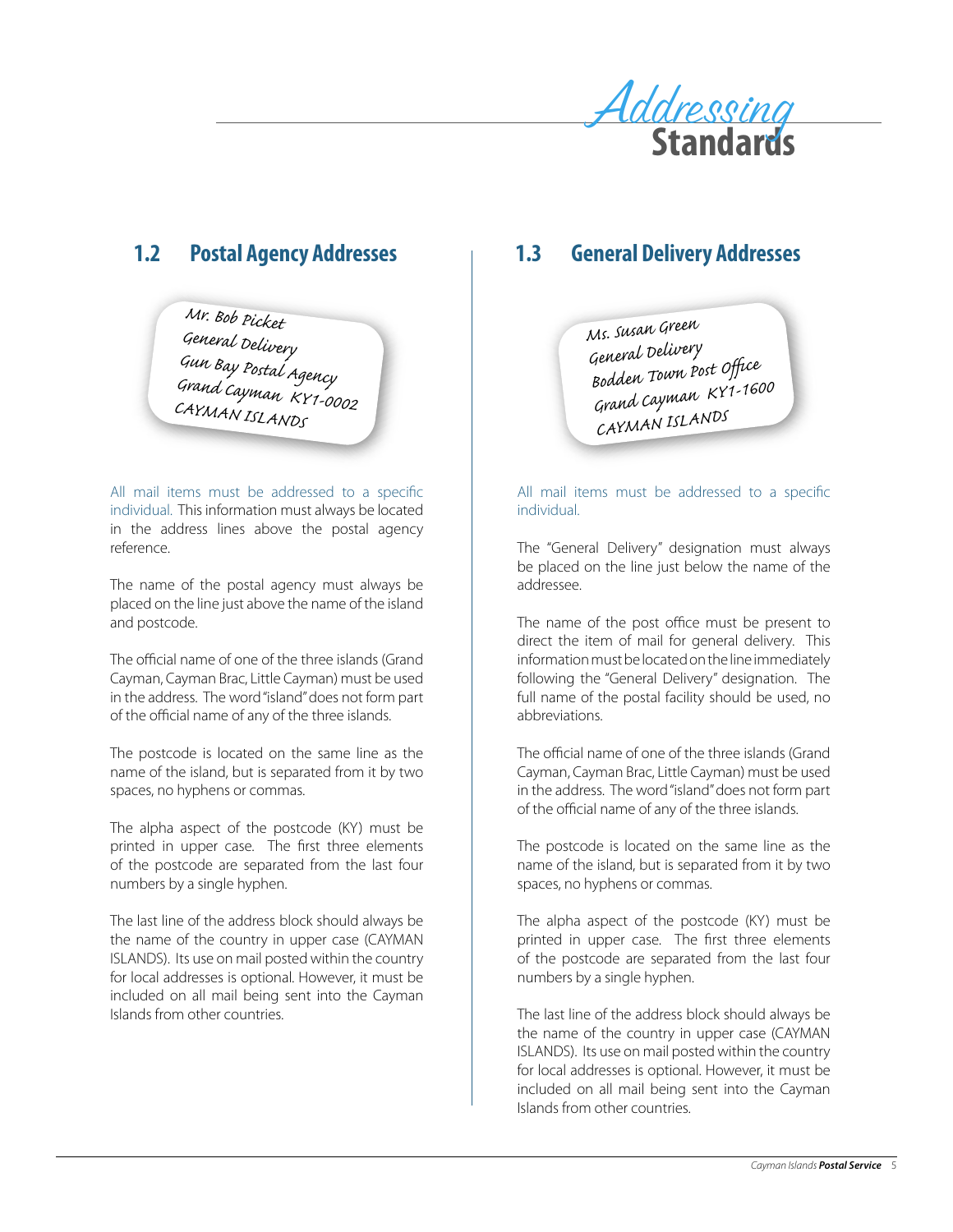## 1.2 Postal Agency Addresses

Mr. Bob Picket
General Delivery
Gun Bay Postal Agency
Grand Cayman KY1-0002
CAYMAN ISLANDS

All mail items must be addressed to a specific individual. This information must always be located in the address lines above the postal agency reference.

The name of the postal agency must always be placed on the line just above the name of the island and postcode.

The official name of one of the three islands (Grand Cayman, Cayman Brac, Little Cayman) must be used in the address. The word "island" does not form part of the official name of any of the three islands.

The postcode is located on the same line as the name of the island, but is separated from it by two spaces, no hyphens or commas.

The alpha aspect of the postcode (KY) must be printed in upper case. The first three elements of the postcode are separated from the last four numbers by a single hyphen.

The last line of the address block should always be the name of the country in upper case (CAYMAN ISLANDS). Its use on mail posted within the country for local addresses is optional. However, it must be included on all mail being sent into the Cayman Islands from other countries.

## 1.3 General Delivery Addresses

Ms. Susan Green
General Delivery
Bodden Town Post Office
Grand Cayman KY1-1600
CAYMAN ISLANDS

All mail items must be addressed to a specific individual.

The "General Delivery" designation must always be placed on the line just below the name of the addressee.

The name of the post office must be present to direct the item of mail for general delivery. This information must be located on the line immediately following the "General Delivery" designation. The full name of the postal facility should be used, no abbreviations.

The official name of one of the three islands (Grand Cayman, Cayman Brac, Little Cayman) must be used in the address. The word "island" does not form part of the official name of any of the three islands.

The postcode is located on the same line as the name of the island, but is separated from it by two spaces, no hyphens or commas.

The alpha aspect of the postcode (KY) must be printed in upper case. The first three elements of the postcode are separated from the last four numbers by a single hyphen.

The last line of the address block should always be the name of the country in upper case (CAYMAN ISLANDS). Its use on mail posted within the country for local addresses is optional. However, it must be included on all mail being sent into the Cayman Islands from other countries.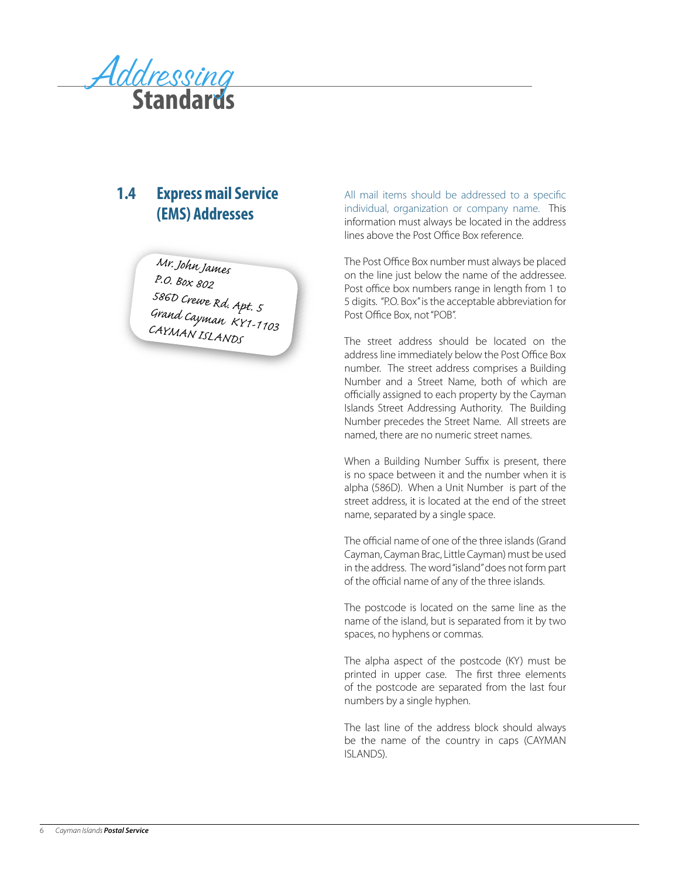# Addressing Standards

## 1.4 Express mail Service (EMS) Addresses

Mr. John James
P.O. Box 802
586D Crewe Rd. Apt. 5
Grand Cayman KY1-1103
CAYMAN ISLANDS

All mail items should be addressed to a specific individual, organization or company name. This information must always be located in the address lines above the Post Office Box reference.

The Post Office Box number must always be placed on the line just below the name of the addressee. Post office box numbers range in length from 1 to 5 digits. "P.O. Box" is the acceptable abbreviation for Post Office Box, not "POB".

The street address should be located on the address line immediately below the Post Office Box number. The street address comprises a Building Number and a Street Name, both of which are officially assigned to each property by the Cayman Islands Street Addressing Authority. The Building Number precedes the Street Name. All streets are named, there are no numeric street names.

When a Building Number Suffix is present, there is no space between it and the number when it is alpha (586D). When a Unit Number is part of the street address, it is located at the end of the street name, separated by a single space.

The official name of one of the three islands (Grand Cayman, Cayman Brac, Little Cayman) must be used in the address. The word "island" does not form part of the official name of any of the three islands.

The postcode is located on the same line as the name of the island, but is separated from it by two spaces, no hyphens or commas.

The alpha aspect of the postcode (KY) must be printed in upper case. The first three elements of the postcode are separated from the last four numbers by a single hyphen.

The last line of the address block should always be the name of the country in caps (CAYMAN ISLANDS).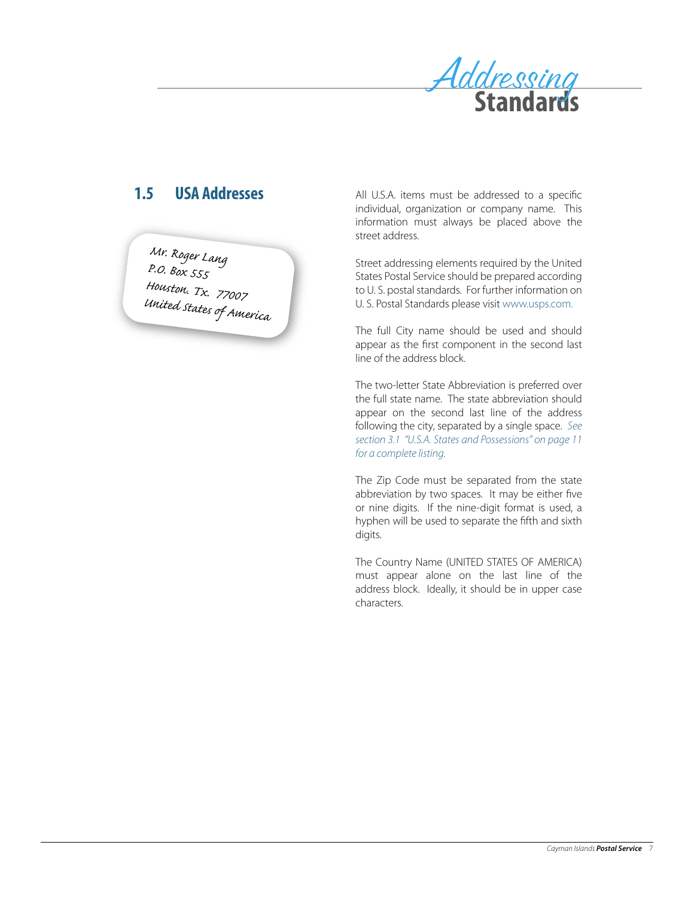## 1.5 USA Addresses

Mr. Roger Lang
P.O. Box 555
Houston. Tx. 77007
United States of America

All U.S.A. items must be addressed to a specific individual, organization or company name. This information must always be placed above the street address.

Street addressing elements required by the United States Postal Service should be prepared according to U. S. postal standards. For further information on U. S. Postal Standards please visit www.usps.com.

The full City name should be used and should appear as the first component in the second last line of the address block.

The two-letter State Abbreviation is preferred over the full state name. The state abbreviation should appear on the second last line of the address following the city, separated by a single space. *See section 3.1 "U.S.A. States and Possessions" on page 11 for a complete listing.*

The Zip Code must be separated from the state abbreviation by two spaces. It may be either five or nine digits. If the nine-digit format is used, a hyphen will be used to separate the fifth and sixth digits.

The Country Name (UNITED STATES OF AMERICA) must appear alone on the last line of the address block. Ideally, it should be in upper case characters.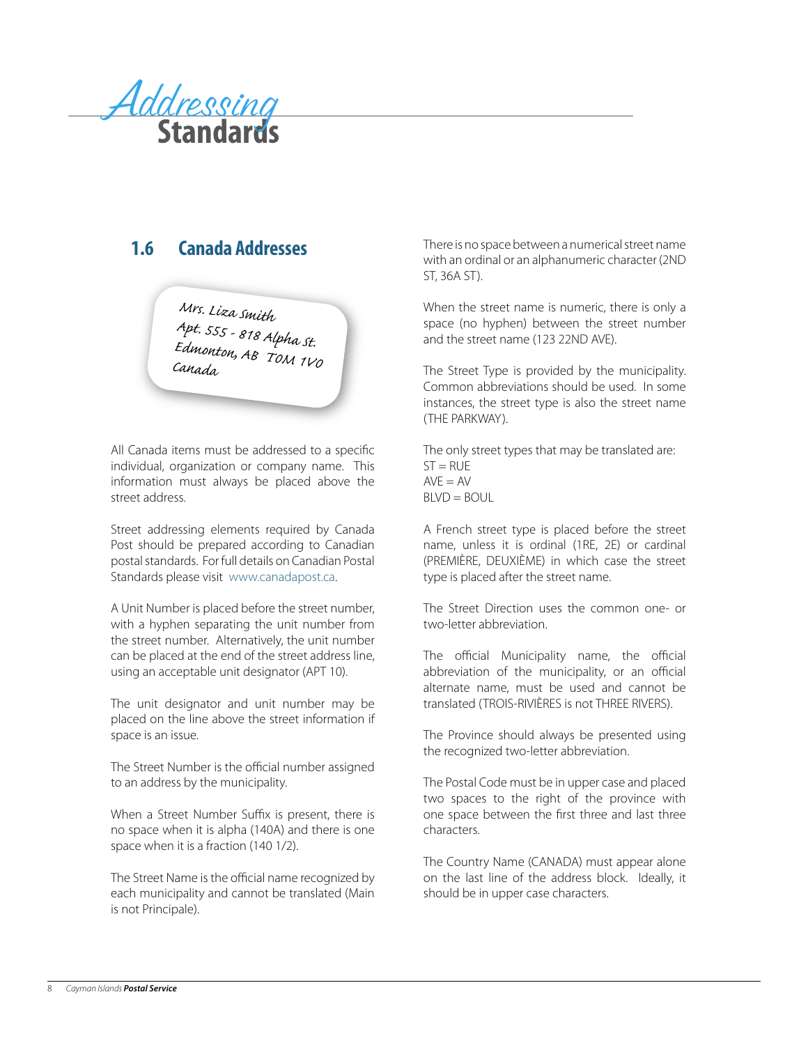# *Addressing* Standards

## 1.6 Canada Addresses

Mrs. Liza Smith
Apt. 555 - 818 Alpha St.
Edmonton, AB T0M 1V0
Canada

All Canada items must be addressed to a specific individual, organization or company name. This information must always be placed above the street address.

Street addressing elements required by Canada Post should be prepared according to Canadian postal standards. For full details on Canadian Postal Standards please visit www.canadapost.ca.

A Unit Number is placed before the street number, with a hyphen separating the unit number from the street number. Alternatively, the unit number can be placed at the end of the street address line, using an acceptable unit designator (APT 10).

The unit designator and unit number may be placed on the line above the street information if space is an issue.

The Street Number is the official number assigned to an address by the municipality.

When a Street Number Suffix is present, there is no space when it is alpha (140A) and there is one space when it is a fraction (140 1/2).

The Street Name is the official name recognized by each municipality and cannot be translated (Main is not Principale).

There is no space between a numerical street name with an ordinal or an alphanumeric character (2ND ST, 36A ST).

When the street name is numeric, there is only a space (no hyphen) between the street number and the street name (123 22ND AVE).

The Street Type is provided by the municipality. Common abbreviations should be used. In some instances, the street type is also the street name (THE PARKWAY).

The only street types that may be translated are:
ST = RUE
AVE = AV
BLVD = BOUL

A French street type is placed before the street name, unless it is ordinal (1RE, 2E) or cardinal (PREMIÈRE, DEUXIÈME) in which case the street type is placed after the street name.

The Street Direction uses the common one- or two-letter abbreviation.

The official Municipality name, the official abbreviation of the municipality, or an official alternate name, must be used and cannot be translated (TROIS-RIVIÈRES is not THREE RIVERS).

The Province should always be presented using the recognized two-letter abbreviation.

The Postal Code must be in upper case and placed two spaces to the right of the province with one space between the first three and last three characters.

The Country Name (CANADA) must appear alone on the last line of the address block. Ideally, it should be in upper case characters.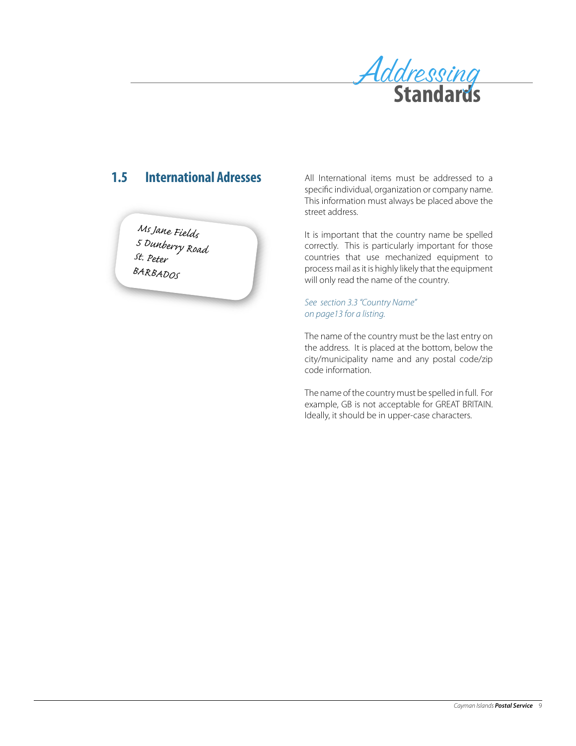## 1.5 International Adresses

Ms Jane Fields
5 Dunberry Road
St. Peter
BARBADOS

All International items must be addressed to a specific individual, organization or company name. This information must always be placed above the street address.

It is important that the country name be spelled correctly. This is particularly important for those countries that use mechanized equipment to process mail as it is highly likely that the equipment will only read the name of the country.

*See section 3.3 "Country Name" on page13 for a listing.*

The name of the country must be the last entry on the address. It is placed at the bottom, below the city/municipality name and any postal code/zip code information.

The name of the country must be spelled in full. For example, GB is not acceptable for GREAT BRITAIN. Ideally, it should be in upper-case characters.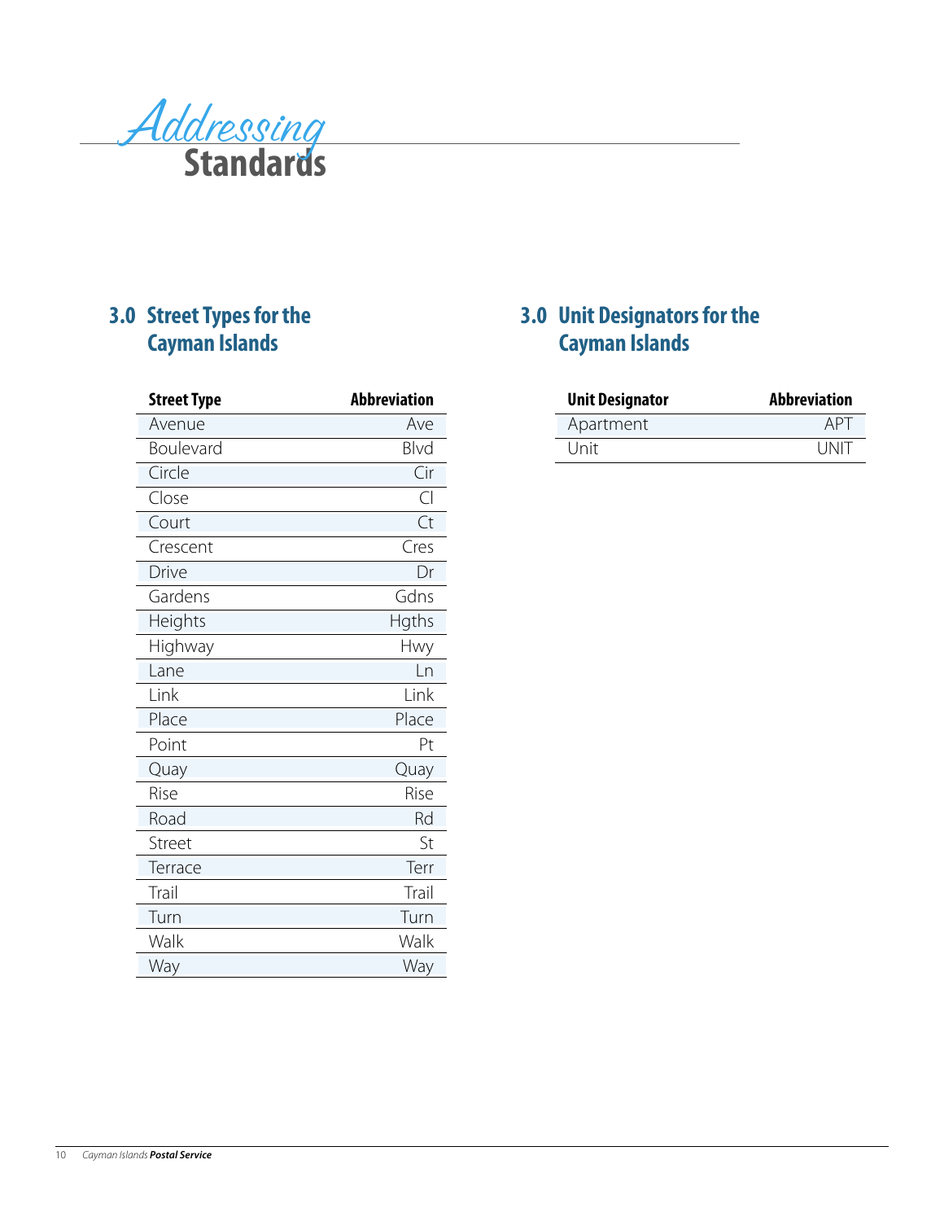# Addressing Standards

## 3.0 Street Types for the Cayman Islands

| Street Type | Abbreviation |
|---|---|
| Avenue | Ave |
| Boulevard | Blvd |
| Circle | Cir |
| Close | Cl |
| Court | Ct |
| Crescent | Cres |
| Drive | Dr |
| Gardens | Gdns |
| Heights | Hgths |
| Highway | Hwy |
| Lane | Ln |
| Link | Link |
| Place | Place |
| Point | Pt |
| Quay | Quay |
| Rise | Rise |
| Road | Rd |
| Street | St |
| Terrace | Terr |
| Trail | Trail |
| Turn | Turn |
| Walk | Walk |
| Way | Way |

## 3.0 Unit Designators for the Cayman Islands

| Unit Designator | Abbreviation |
|---|---|
| Apartment | APT |
| Unit | UNIT |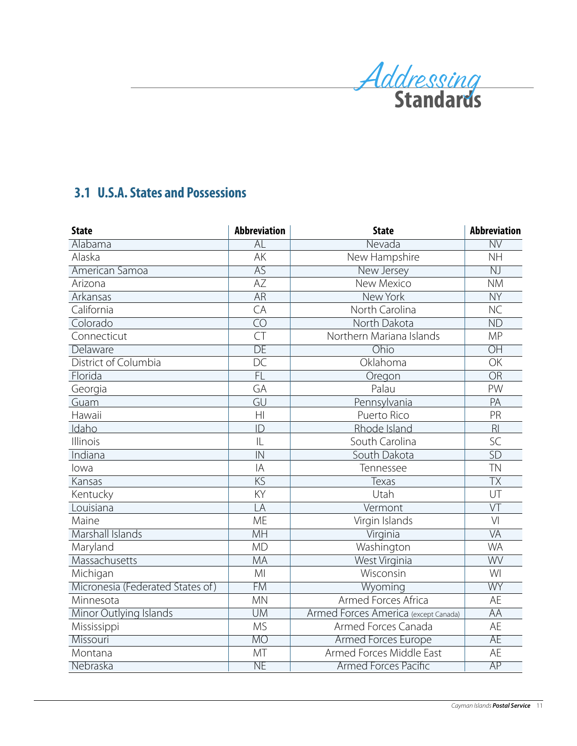# Addressing Standards

## 3.1 U.S.A. States and Possessions

| State | Abbreviation | State | Abbreviation |
|---|---|---|---|
| Alabama | AL | Nevada | NV |
| Alaska | AK | New Hampshire | NH |
| American Samoa | AS | New Jersey | NJ |
| Arizona | AZ | New Mexico | NM |
| Arkansas | AR | New York | NY |
| California | CA | North Carolina | NC |
| Colorado | CO | North Dakota | ND |
| Connecticut | CT | Northern Mariana Islands | MP |
| Delaware | DE | Ohio | OH |
| District of Columbia | DC | Oklahoma | OK |
| Florida | FL | Oregon | OR |
| Georgia | GA | Palau | PW |
| Guam | GU | Pennsylvania | PA |
| Hawaii | HI | Puerto Rico | PR |
| Idaho | ID | Rhode Island | RI |
| Illinois | IL | South Carolina | SC |
| Indiana | IN | South Dakota | SD |
| Iowa | IA | Tennessee | TN |
| Kansas | KS | Texas | TX |
| Kentucky | KY | Utah | UT |
| Louisiana | LA | Vermont | VT |
| Maine | ME | Virgin Islands | VI |
| Marshall Islands | MH | Virginia | VA |
| Maryland | MD | Washington | WA |
| Massachusetts | MA | West Virginia | WV |
| Michigan | MI | Wisconsin | WI |
| Micronesia (Federated States of) | FM | Wyoming | WY |
| Minnesota | MN | Armed Forces Africa | AE |
| Minor Outlying Islands | UM | Armed Forces America (except Canada) | AA |
| Mississippi | MS | Armed Forces Canada | AE |
| Missouri | MO | Armed Forces Europe | AE |
| Montana | MT | Armed Forces Middle East | AE |
| Nebraska | NE | Armed Forces Pacific | AP |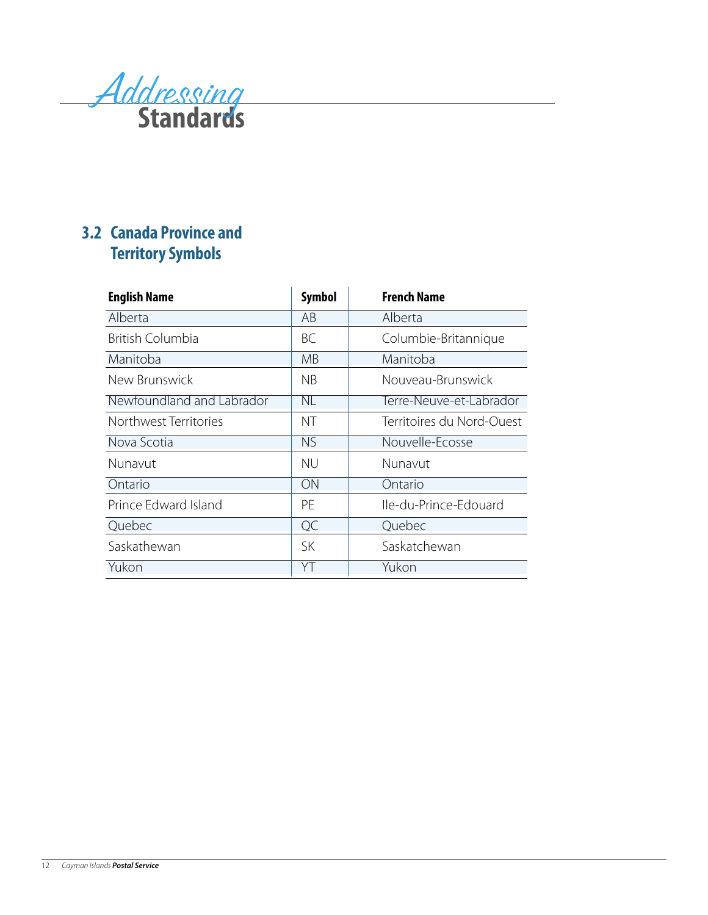# Addressing Standards

## 3.2 Canada Province and Territory Symbols

| English Name | Symbol | French Name |
|---|---|---|
| Alberta | AB | Alberta |
| British Columbia | BC | Columbie-Britannique |
| Manitoba | MB | Manitoba |
| New Brunswick | NB | Nouveau-Brunswick |
| Newfoundland and Labrador | NL | Terre-Neuve-et-Labrador |
| Northwest Territories | NT | Territoires du Nord-Ouest |
| Nova Scotia | NS | Nouvelle-Ecosse |
| Nunavut | NU | Nunavut |
| Ontario | ON | Ontario |
| Prince Edward Island | PE | Ile-du-Prince-Edouard |
| Quebec | QC | Quebec |
| Saskathewan | SK | Saskatchewan |
| Yukon | YT | Yukon |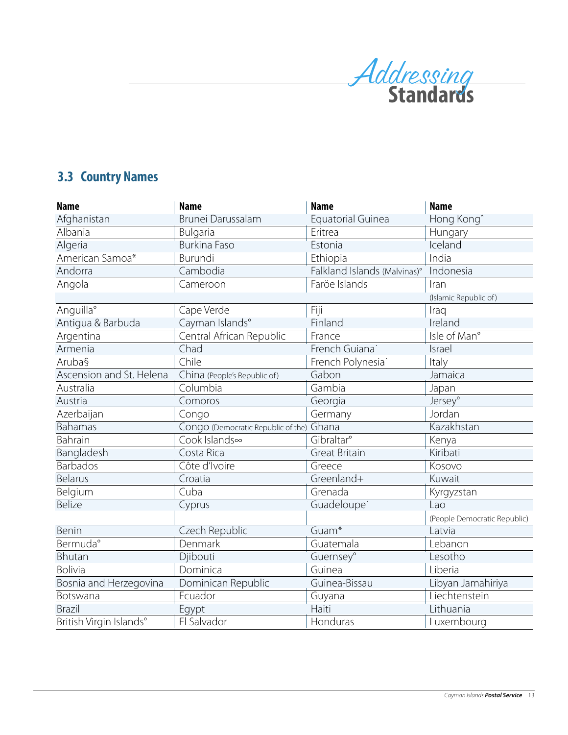# Addressing Standards

## 3.3 Country Names

| Name | Name | Name | Name |
|---|---|---|---|
| Afghanistan | Brunei Darussalam | Equatorial Guinea | Hong Kong˄ |
| Albania | Bulgaria | Eritrea | Hungary |
| Algeria | Burkina Faso | Estonia | Iceland |
| American Samoa* | Burundi | Ethiopia | India |
| Andorra | Cambodia | Falkland Islands (Malvinas)° | Indonesia |
| Angola | Cameroon | Faröe Islands | Iran (Islamic Republic of) |
| Anguilla° | Cape Verde | Fiji | Iraq |
| Antigua & Barbuda | Cayman Islands° | Finland | Ireland |
| Argentina | Central African Republic | France | Isle of Man° |
| Armenia | Chad | French Guiana˙ | Israel |
| Aruba§ | Chile | French Polynesia˙ | Italy |
| Ascension and St. Helena | China (People's Republic of) | Gabon | Jamaica |
| Australia | Columbia | Gambia | Japan |
| Austria | Comoros | Georgia | Jersey° |
| Azerbaijan | Congo | Germany | Jordan |
| Bahamas | Congo (Democratic Republic of the) | Ghana | Kazakhstan |
| Bahrain | Cook Islands∞ | Gibraltar° | Kenya |
| Bangladesh | Costa Rica | Great Britain | Kiribati |
| Barbados | Côte d'Ivoire | Greece | Kosovo |
| Belarus | Croatia | Greenland+ | Kuwait |
| Belgium | Cuba | Grenada | Kyrgyzstan |
| Belize | Cyprus | Guadeloupe˙ | Lao (People Democratic Republic) |
| Benin | Czech Republic | Guam* | Latvia |
| Bermuda° | Denmark | Guatemala | Lebanon |
| Bhutan | Djibouti | Guernsey° | Lesotho |
| Bolivia | Dominica | Guinea | Liberia |
| Bosnia and Herzegovina | Dominican Republic | Guinea-Bissau | Libyan Jamahiriya |
| Botswana | Ecuador | Guyana | Liechtenstein |
| Brazil | Egypt | Haiti | Lithuania |
| British Virgin Islands° | El Salvador | Honduras | Luxembourg |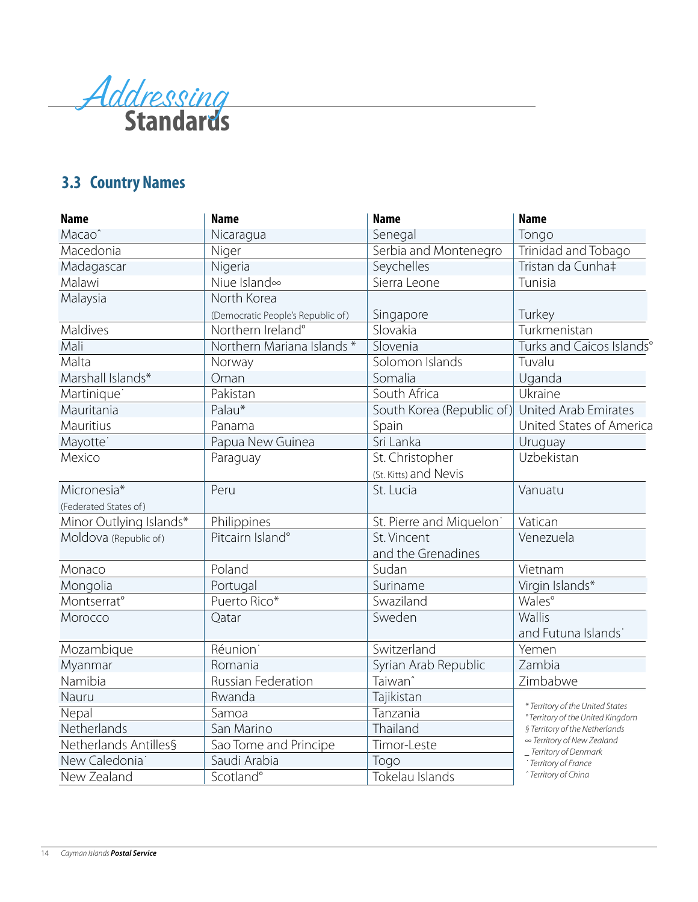# Addressing Standards

## 3.3 Country Names

| Name | Name | Name | Name |
| --- | --- | --- | --- |
| Macao^ | Nicaragua | Senegal | Tongo |
| Macedonia | Niger | Serbia and Montenegro | Trinidad and Tobago |
| Madagascar | Nigeria | Seychelles | Tristan da Cunha‡ |
| Malawi | Niue Island∞ | Sierra Leone | Tunisia |
| Malaysia | North Korea (Democratic People's Republic of) | Singapore | Turkey |
| Maldives | Northern Ireland° | Slovakia | Turkmenistan |
| Mali | Northern Mariana Islands * | Slovenia | Turks and Caicos Islands° |
| Malta | Norway | Solomon Islands | Tuvalu |
| Marshall Islands* | Oman | Somalia | Uganda |
| Martinique˙ | Pakistan | South Africa | Ukraine |
| Mauritania | Palau* | South Korea (Republic of) | United Arab Emirates |
| Mauritius | Panama | Spain | United States of America |
| Mayotte˙ | Papua New Guinea | Sri Lanka | Uruguay |
| Mexico | Paraguay | St. Christopher (St. Kitts) and Nevis | Uzbekistan |
| Micronesia* (Federated States of) | Peru | St. Lucia | Vanuatu |
| Minor Outlying Islands* | Philippines | St. Pierre and Miquelon˙ | Vatican |
| Moldova (Republic of) | Pitcairn Island° | St. Vincent and the Grenadines | Venezuela |
| Monaco | Poland | Sudan | Vietnam |
| Mongolia | Portugal | Suriname | Virgin Islands* |
| Montserrat° | Puerto Rico* | Swaziland | Wales° |
| Morocco | Qatar | Sweden | Wallis and Futuna Islands˙ |
| Mozambique | Réunion˙ | Switzerland | Yemen |
| Myanmar | Romania | Syrian Arab Republic | Zambia |
| Namibia | Russian Federation | Taiwan^ | Zimbabwe |
| Nauru | Rwanda | Tajikistan | |
| Nepal | Samoa | Tanzania | |
| Netherlands | San Marino | Thailand | |
| Netherlands Antilles§ | Sao Tome and Principe | Timor-Leste | |
| New Caledonia˙ | Saudi Arabia | Togo | |
| New Zealand | Scotland° | Tokelau Islands | |

*\* Territory of the United States*
*° Territory of the United Kingdom*
*§ Territory of the Netherlands*
*∞ Territory of New Zealand*
*_ Territory of Denmark*
*˙ Territory of France*
*^ Territory of China*